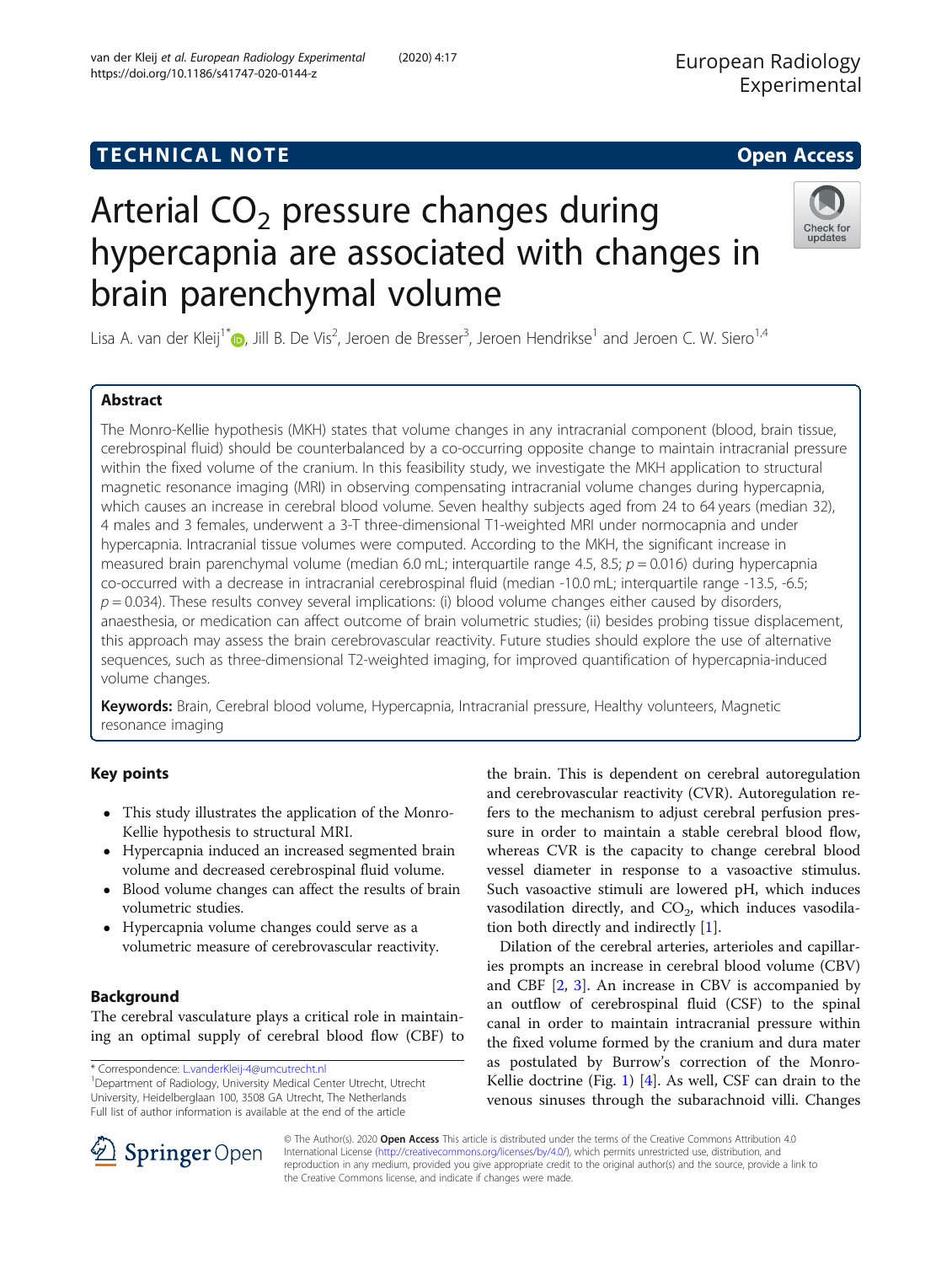TECHNICAL NOTE

Open Access

# Arterial $CO_2$ pressure changes during hypercapnia are associated with changes in brain parenchymal volume

Lisa A. van der Kleij[1*], Jill B. De Vis[2], Jeroen de Bresser[3], Jeroen Hendrikse[1] and Jeroen C. W. Siero[1,4]

## Abstract

The Monro-Kellie hypothesis (MKH) states that volume changes in any intracranial component (blood, brain tissue, cerebrospinal fluid) should be counterbalanced by a co-occurring opposite change to maintain intracranial pressure within the fixed volume of the cranium. In this feasibility study, we investigate the MKH application to structural magnetic resonance imaging (MRI) in observing compensating intracranial volume changes during hypercapnia, which causes an increase in cerebral blood volume. Seven healthy subjects aged from 24 to 64 years (median 32), 4 males and 3 females, underwent a 3-T three-dimensional T1-weighted MRI under normocapnia and under hypercapnia. Intracranial tissue volumes were computed. According to the MKH, the significant increase in measured brain parenchymal volume (median 6.0 mL; interquartile range 4.5, 8.5; $p = 0.016$) during hypercapnia co-occurred with a decrease in intracranial cerebrospinal fluid (median -10.0 mL; interquartile range -13.5, -6.5; $p = 0.034$). These results convey several implications: (i) blood volume changes either caused by disorders, anaesthesia, or medication can affect outcome of brain volumetric studies; (ii) besides probing tissue displacement, this approach may assess the brain cerebrovascular reactivity. Future studies should explore the use of alternative sequences, such as three-dimensional T2-weighted imaging, for improved quantification of hypercapnia-induced volume changes.

**Keywords:** Brain, Cerebral blood volume, Hypercapnia, Intracranial pressure, Healthy volunteers, Magnetic resonance imaging

## Key points

- This study illustrates the application of the Monro-Kellie hypothesis to structural MRI.
- Hypercapnia induced an increased segmented brain volume and decreased cerebrospinal fluid volume.
- Blood volume changes can affect the results of brain volumetric studies.
- Hypercapnia volume changes could serve as a volumetric measure of cerebrovascular reactivity.

## Background

The cerebral vasculature plays a critical role in maintaining an optimal supply of cerebral blood flow (CBF) to the brain. This is dependent on cerebral autoregulation and cerebrovascular reactivity (CVR). Autoregulation refers to the mechanism to adjust cerebral perfusion pressure in order to maintain a stable cerebral blood flow, whereas CVR is the capacity to change cerebral blood vessel diameter in response to a vasoactive stimulus. Such vasoactive stimuli are lowered pH, which induces vasodilation directly, and $CO_2$, which induces vasodilation both directly and indirectly [1].

Dilation of the cerebral arteries, arterioles and capillaries prompts an increase in cerebral blood volume (CBV) and CBF [2, 3]. An increase in CBV is accompanied by an outflow of cerebrospinal fluid (CSF) to the spinal canal in order to maintain intracranial pressure within the fixed volume formed by the cranium and dura mater as postulated by Burrow's correction of the Monro-Kellie doctrine (Fig. 1) [4]. As well, CSF can drain to the venous sinuses through the subarachnoid villi. Changes

\* Correspondence: L.vanderKleij-4@umcutrecht.nl
[1]Department of Radiology, University Medical Center Utrecht, Utrecht University, Heidelberglaan 100, 3508 GA Utrecht, The Netherlands
Full list of author information is available at the end of the article

© The Author(s). 2020 **Open Access** This article is distributed under the terms of the Creative Commons Attribution 4.0 International License (http://creativecommons.org/licenses/by/4.0/), which permits unrestricted use, distribution, and reproduction in any medium, provided you give appropriate credit to the original author(s) and the source, provide a link to the Creative Commons license, and indicate if changes were made.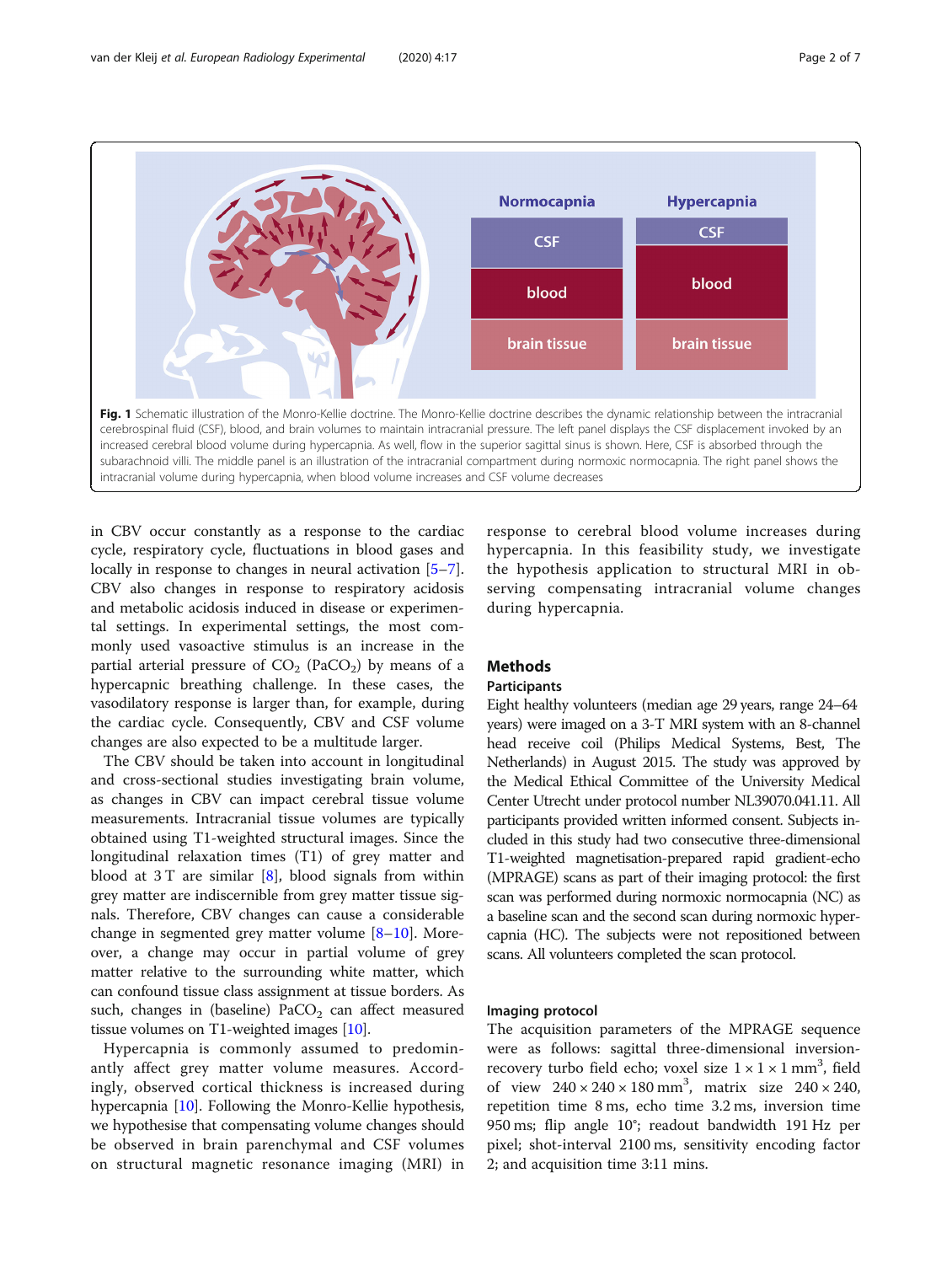**Fig. 1** Schematic illustration of the Monro-Kellie doctrine. The Monro-Kellie doctrine describes the dynamic relationship between the intracranial cerebrospinal fluid (CSF), blood, and brain volumes to maintain intracranial pressure. The left panel displays the CSF displacement invoked by an increased cerebral blood volume during hypercapnia. As well, flow in the superior sagittal sinus is shown. Here, CSF is absorbed through the subarachnoid villi. The middle panel is an illustration of the intracranial compartment during normoxic normocapnia. The right panel shows the intracranial volume during hypercapnia, when blood volume increases and CSF volume decreases

in CBV occur constantly as a response to the cardiac cycle, respiratory cycle, fluctuations in blood gases and locally in response to changes in neural activation [5–7]. CBV also changes in response to respiratory acidosis and metabolic acidosis induced in disease or experimental settings. In experimental settings, the most commonly used vasoactive stimulus is an increase in the partial arterial pressure of $CO_2$ ($PaCO_2$) by means of a hypercapnic breathing challenge. In these cases, the vasodilatory response is larger than, for example, during the cardiac cycle. Consequently, CBV and CSF volume changes are also expected to be a multitude larger.

The CBV should be taken into account in longitudinal and cross-sectional studies investigating brain volume, as changes in CBV can impact cerebral tissue volume measurements. Intracranial tissue volumes are typically obtained using T1-weighted structural images. Since the longitudinal relaxation times (T1) of grey matter and blood at 3 T are similar [8], blood signals from within grey matter are indiscernible from grey matter tissue signals. Therefore, CBV changes can cause a considerable change in segmented grey matter volume [8–10]. Moreover, a change may occur in partial volume of grey matter relative to the surrounding white matter, which can confound tissue class assignment at tissue borders. As such, changes in (baseline) $PaCO_2$ can affect measured tissue volumes on T1-weighted images [10].

Hypercapnia is commonly assumed to predominantly affect grey matter volume measures. Accordingly, observed cortical thickness is increased during hypercapnia [10]. Following the Monro-Kellie hypothesis, we hypothesise that compensating volume changes should be observed in brain parenchymal and CSF volumes on structural magnetic resonance imaging (MRI) in response to cerebral blood volume increases during hypercapnia. In this feasibility study, we investigate the hypothesis application to structural MRI in observing compensating intracranial volume changes during hypercapnia.

## Methods

### Participants

Eight healthy volunteers (median age 29 years, range 24–64 years) were imaged on a 3-T MRI system with an 8-channel head receive coil (Philips Medical Systems, Best, The Netherlands) in August 2015. The study was approved by the Medical Ethical Committee of the University Medical Center Utrecht under protocol number NL39070.041.11. All participants provided written informed consent. Subjects included in this study had two consecutive three-dimensional T1-weighted magnetisation-prepared rapid gradient-echo (MPRAGE) scans as part of their imaging protocol: the first scan was performed during normoxic normocapnia (NC) as a baseline scan and the second scan during normoxic hypercapnia (HC). The subjects were not repositioned between scans. All volunteers completed the scan protocol.

### Imaging protocol

The acquisition parameters of the MPRAGE sequence were as follows: sagittal three-dimensional inversion-recovery turbo field echo; voxel size $1 \times 1 \times 1$ mm$^3$, field of view $240 \times 240 \times 180$ mm$^3$, matrix size $240 \times 240$, repetition time 8 ms, echo time 3.2 ms, inversion time 950 ms; flip angle 10°; readout bandwidth 191 Hz per pixel; shot-interval 2100 ms, sensitivity encoding factor 2; and acquisition time 3:11 mins.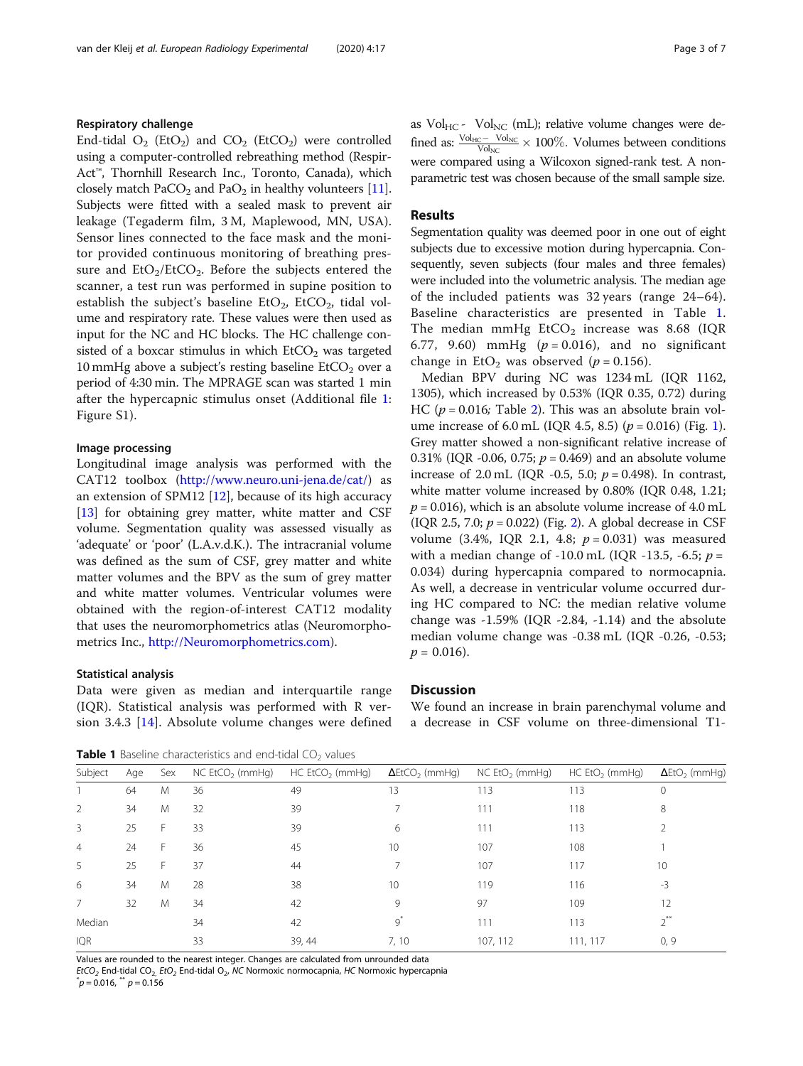### Respiratory challenge

End-tidal $O_2$ ($EtO_2$) and $CO_2$ ($EtCO_2$) were controlled using a computer-controlled rebreathing method (RespirAct™, Thornhill Research Inc., Toronto, Canada), which closely match $PaCO_2$ and $PaO_2$ in healthy volunteers [11]. Subjects were fitted with a sealed mask to prevent air leakage (Tegaderm film, 3 M, Maplewood, MN, USA). Sensor lines connected to the face mask and the monitor provided continuous monitoring of breathing pressure and $EtO_2$/$EtCO_2$. Before the subjects entered the scanner, a test run was performed in supine position to establish the subject's baseline $EtO_2$, $EtCO_2$, tidal volume and respiratory rate. These values were then used as input for the NC and HC blocks. The HC challenge consisted of a boxcar stimulus in which $EtCO_2$ was targeted 10 mmHg above a subject's resting baseline $EtCO_2$ over a period of 4:30 min. The MPRAGE scan was started 1 min after the hypercapnic stimulus onset (Additional file 1: Figure S1).

### Image processing

Longitudinal image analysis was performed with the CAT12 toolbox (http://www.neuro.uni-jena.de/cat/) as an extension of SPM12 [12], because of its high accuracy [13] for obtaining grey matter, white matter and CSF volume. Segmentation quality was assessed visually as 'adequate' or 'poor' (L.A.v.d.K.). The intracranial volume was defined as the sum of CSF, grey matter and white matter volumes and the BPV as the sum of grey matter and white matter volumes. Ventricular volumes were obtained with the region-of-interest CAT12 modality that uses the neuromorphometrics atlas (Neuromorphometrics Inc., http://Neuromorphometrics.com).

### Statistical analysis

Data were given as median and interquartile range (IQR). Statistical analysis was performed with R version 3.4.3 [14]. Absolute volume changes were defined as $Vol_{HC}$ - $Vol_{NC}$ (mL); relative volume changes were defined as: $\frac{Vol_{HC} - Vol_{NC}}{Vol_{NC}} \times 100\%$. Volumes between conditions were compared using a Wilcoxon signed-rank test. A non-parametric test was chosen because of the small sample size.

## Results

Segmentation quality was deemed poor in one out of eight subjects due to excessive motion during hypercapnia. Consequently, seven subjects (four males and three females) were included into the volumetric analysis. The median age of the included patients was 32 years (range 24–64). Baseline characteristics are presented in Table 1. The median mmHg $EtCO_2$ increase was 8.68 (IQR 6.77, 9.60) mmHg ($p = 0.016$), and no significant change in $EtO_2$ was observed ($p = 0.156$).

Median BPV during NC was 1234 mL (IQR 1162, 1305), which increased by 0.53% (IQR 0.35, 0.72) during HC ($p = 0.016$; Table 2). This was an absolute brain volume increase of 6.0 mL (IQR 4.5, 8.5) ($p = 0.016$) (Fig. 1). Grey matter showed a non-significant relative increase of 0.31% (IQR -0.06, 0.75; $p = 0.469$) and an absolute volume increase of 2.0 mL (IQR -0.5, 5.0; $p = 0.498$). In contrast, white matter volume increased by 0.80% (IQR 0.48, 1.21; $p = 0.016$), which is an absolute volume increase of 4.0 mL (IQR 2.5, 7.0; $p = 0.022$) (Fig. 2). A global decrease in CSF volume (3.4%, IQR 2.1, 4.8; $p = 0.031$) was measured with a median change of -10.0 mL (IQR -13.5, -6.5; $p = 0.034$) during hypercapnia compared to normocapnia. As well, a decrease in ventricular volume occurred during HC compared to NC: the median relative volume change was -1.59% (IQR -2.84, -1.14) and the absolute median volume change was -0.38 mL (IQR -0.26, -0.53; $p = 0.016$).

## Discussion

We found an increase in brain parenchymal volume and a decrease in CSF volume on three-dimensional T1-

**Table 1** Baseline characteristics and end-tidal $CO_2$ values

| Subject | Age | Sex | NC $EtCO_2$ (mmHg) | HC $EtCO_2$ (mmHg) | $\Delta EtCO_2$ (mmHg) | NC $EtO_2$ (mmHg) | HC $EtO_2$ (mmHg) | $\Delta EtO_2$ (mmHg) |
|---|---|---|---|---|---|---|---|---|
| 1 | 64 | M | 36 | 49 | 13 | 113 | 113 | 0 |
| 2 | 34 | M | 32 | 39 | 7 | 111 | 118 | 8 |
| 3 | 25 | F | 33 | 39 | 6 | 111 | 113 | 2 |
| 4 | 24 | F | 36 | 45 | 10 | 107 | 108 | 1 |
| 5 | 25 | F | 37 | 44 | 7 | 107 | 117 | 10 |
| 6 | 34 | M | 28 | 38 | 10 | 119 | 116 | -3 |
| 7 | 32 | M | 34 | 42 | 9 | 97 | 109 | 12 |
| Median | | | 34 | 42 | 9* | 111 | 113 | 2** |
| IQR | | | 33 | 39, 44 | 7, 10 | 107, 112 | 111, 117 | 0, 9 |

Values are rounded to the nearest integer. Changes are calculated from unrounded data

*$EtCO_2$* End-tidal $CO_2$, *$EtO_2$* End-tidal $O_2$, *NC* Normoxic normocapnia, *HC* Normoxic hypercapnia

*$p = 0.016$, ** $p = 0.156$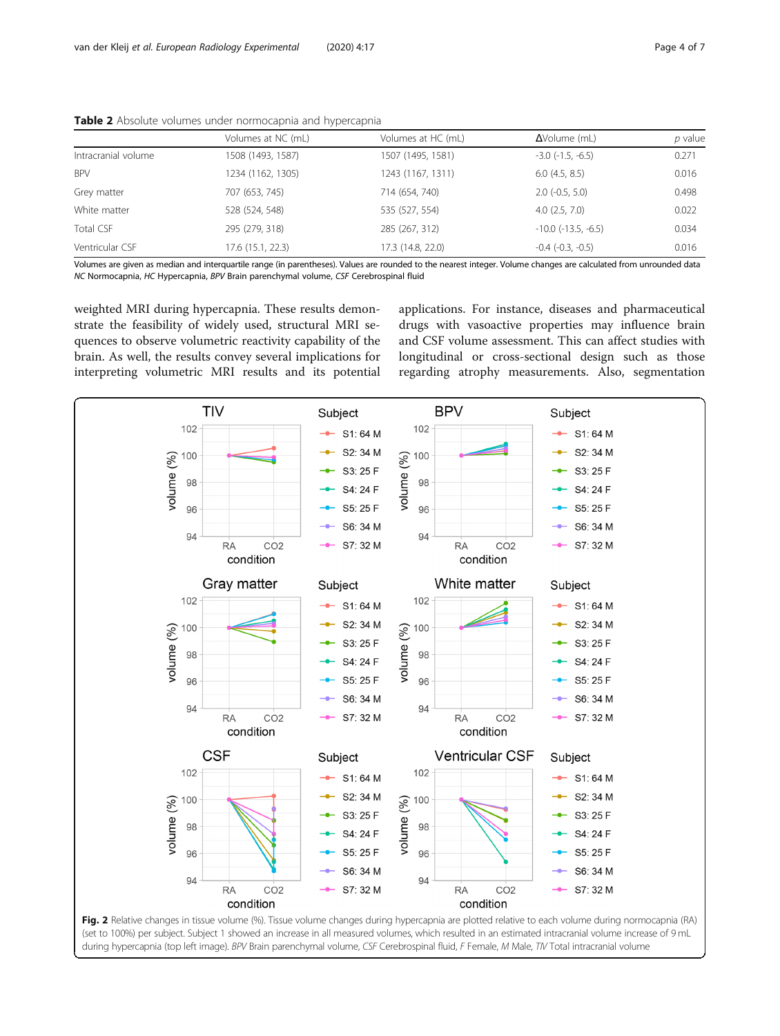**Table 2** Absolute volumes under normocapnia and hypercapnia

| | Volumes at NC (mL) | Volumes at HC (mL) | ΔVolume (mL) | p value |
|---|---|---|---|---|
| Intracranial volume | 1508 (1493, 1587) | 1507 (1495, 1581) | -3.0 (-1.5, -6.5) | 0.271 |
| BPV | 1234 (1162, 1305) | 1243 (1167, 1311) | 6.0 (4.5, 8.5) | 0.016 |
| Grey matter | 707 (653, 745) | 714 (654, 740) | 2.0 (-0.5, 5.0) | 0.498 |
| White matter | 528 (524, 548) | 535 (527, 554) | 4.0 (2.5, 7.0) | 0.022 |
| Total CSF | 295 (279, 318) | 285 (267, 312) | -10.0 (-13.5, -6.5) | 0.034 |
| Ventricular CSF | 17.6 (15.1, 22.3) | 17.3 (14.8, 22.0) | -0.4 (-0.3, -0.5) | 0.016 |

Volumes are given as median and interquartile range (in parentheses). Values are rounded to the nearest integer. Volume changes are calculated from unrounded data
*NC* Normocapnia, *HC* Hypercapnia, *BPV* Brain parenchymal volume, *CSF* Cerebrospinal fluid

weighted MRI during hypercapnia. These results demonstrate the feasibility of widely used, structural MRI sequences to observe volumetric reactivity capability of the brain. As well, the results convey several implications for interpreting volumetric MRI results and its potential applications. For instance, diseases and pharmaceutical drugs with vasoactive properties may influence brain and CSF volume assessment. This can affect studies with longitudinal or cross-sectional design such as those regarding atrophy measurements. Also, segmentation

**Fig. 2** Relative changes in tissue volume (%). Tissue volume changes during hypercapnia are plotted relative to each volume during normocapnia (RA) (set to 100%) per subject. Subject 1 showed an increase in all measured volumes, which resulted in an estimated intracranial volume increase of 9 mL during hypercapnia (top left image). *BPV* Brain parenchymal volume, *CSF* Cerebrospinal fluid, *F* Female, *M* Male, *TIV* Total intracranial volume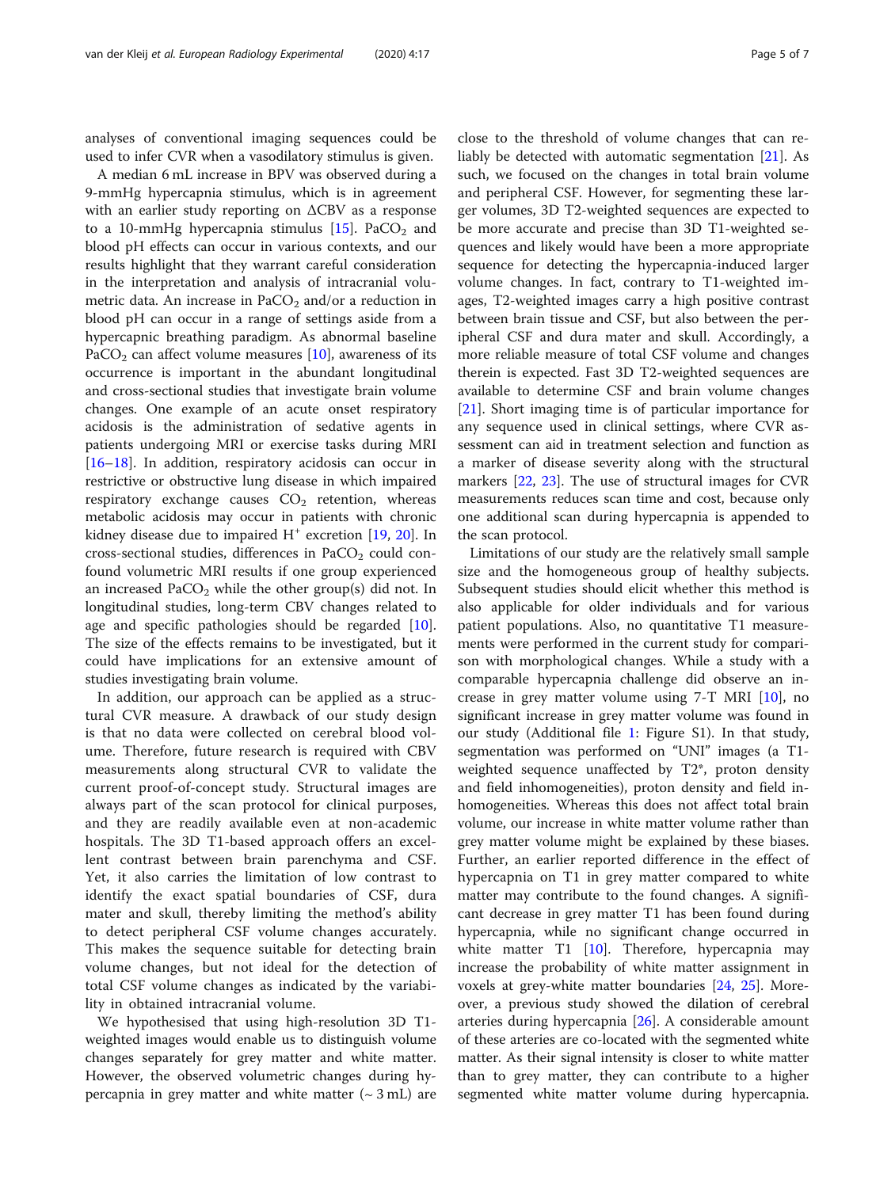analyses of conventional imaging sequences could be used to infer CVR when a vasodilatory stimulus is given.

A median 6 mL increase in BPV was observed during a 9-mmHg hypercapnia stimulus, which is in agreement with an earlier study reporting on ΔCBV as a response to a 10-mmHg hypercapnia stimulus [15]. $PaCO_2$ and blood pH effects can occur in various contexts, and our results highlight that they warrant careful consideration in the interpretation and analysis of intracranial volumetric data. An increase in $PaCO_2$ and/or a reduction in blood pH can occur in a range of settings aside from a hypercapnic breathing paradigm. As abnormal baseline $PaCO_2$ can affect volume measures [10], awareness of its occurrence is important in the abundant longitudinal and cross-sectional studies that investigate brain volume changes. One example of an acute onset respiratory acidosis is the administration of sedative agents in patients undergoing MRI or exercise tasks during MRI [16–18]. In addition, respiratory acidosis can occur in restrictive or obstructive lung disease in which impaired respiratory exchange causes $CO_2$ retention, whereas metabolic acidosis may occur in patients with chronic kidney disease due to impaired $H^+$ excretion [19, 20]. In cross-sectional studies, differences in $PaCO_2$ could confound volumetric MRI results if one group experienced an increased $PaCO_2$ while the other group(s) did not. In longitudinal studies, long-term CBV changes related to age and specific pathologies should be regarded [10]. The size of the effects remains to be investigated, but it could have implications for an extensive amount of studies investigating brain volume.

In addition, our approach can be applied as a structural CVR measure. A drawback of our study design is that no data were collected on cerebral blood volume. Therefore, future research is required with CBV measurements along structural CVR to validate the current proof-of-concept study. Structural images are always part of the scan protocol for clinical purposes, and they are readily available even at non-academic hospitals. The 3D T1-based approach offers an excellent contrast between brain parenchyma and CSF. Yet, it also carries the limitation of low contrast to identify the exact spatial boundaries of CSF, dura mater and skull, thereby limiting the method's ability to detect peripheral CSF volume changes accurately. This makes the sequence suitable for detecting brain volume changes, but not ideal for the detection of total CSF volume changes as indicated by the variability in obtained intracranial volume.

We hypothesised that using high-resolution 3D T1-weighted images would enable us to distinguish volume changes separately for grey matter and white matter. However, the observed volumetric changes during hypercapnia in grey matter and white matter (~ 3 mL) are close to the threshold of volume changes that can reliably be detected with automatic segmentation [21]. As such, we focused on the changes in total brain volume and peripheral CSF. However, for segmenting these larger volumes, 3D T2-weighted sequences are expected to be more accurate and precise than 3D T1-weighted sequences and likely would have been a more appropriate sequence for detecting the hypercapnia-induced larger volume changes. In fact, contrary to T1-weighted images, T2-weighted images carry a high positive contrast between brain tissue and CSF, but also between the peripheral CSF and dura mater and skull. Accordingly, a more reliable measure of total CSF volume and changes therein is expected. Fast 3D T2-weighted sequences are available to determine CSF and brain volume changes [21]. Short imaging time is of particular importance for any sequence used in clinical settings, where CVR assessment can aid in treatment selection and function as a marker of disease severity along with the structural markers [22, 23]. The use of structural images for CVR measurements reduces scan time and cost, because only one additional scan during hypercapnia is appended to the scan protocol.

Limitations of our study are the relatively small sample size and the homogeneous group of healthy subjects. Subsequent studies should elicit whether this method is also applicable for older individuals and for various patient populations. Also, no quantitative T1 measurements were performed in the current study for comparison with morphological changes. While a study with a comparable hypercapnia challenge did observe an increase in grey matter volume using 7-T MRI [10], no significant increase in grey matter volume was found in our study (Additional file 1: Figure S1). In that study, segmentation was performed on "UNI" images (a T1-weighted sequence unaffected by T2*, proton density and field inhomogeneities), proton density and field inhomogeneities. Whereas this does not affect total brain volume, our increase in white matter volume rather than grey matter volume might be explained by these biases. Further, an earlier reported difference in the effect of hypercapnia on T1 in grey matter compared to white matter may contribute to the found changes. A significant decrease in grey matter T1 has been found during hypercapnia, while no significant change occurred in white matter T1 [10]. Therefore, hypercapnia may increase the probability of white matter assignment in voxels at grey-white matter boundaries [24, 25]. Moreover, a previous study showed the dilation of cerebral arteries during hypercapnia [26]. A considerable amount of these arteries are co-located with the segmented white matter. As their signal intensity is closer to white matter than to grey matter, they can contribute to a higher segmented white matter volume during hypercapnia.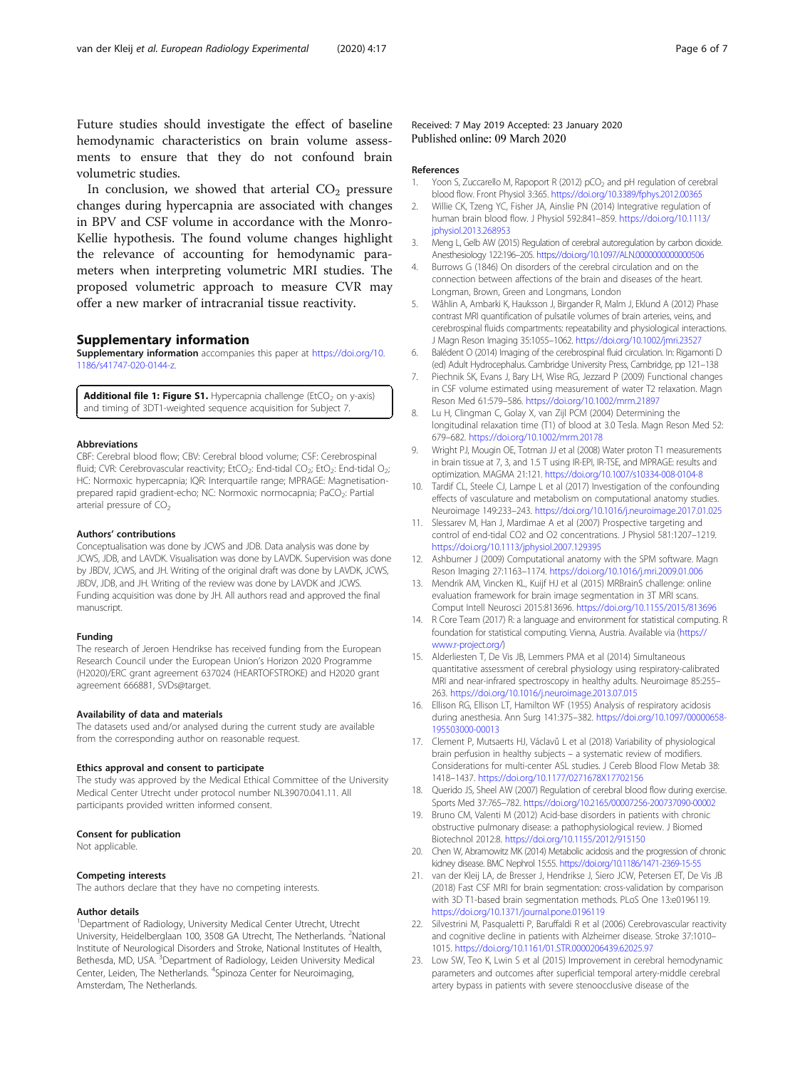Future studies should investigate the effect of baseline hemodynamic characteristics on brain volume assessments to ensure that they do not confound brain volumetric studies.

In conclusion, we showed that arterial $CO_2$ pressure changes during hypercapnia are associated with changes in BPV and CSF volume in accordance with the Monro-Kellie hypothesis. The found volume changes highlight the relevance of accounting for hemodynamic parameters when interpreting volumetric MRI studies. The proposed volumetric approach to measure CVR may offer a new marker of intracranial tissue reactivity.

## Supplementary information

**Supplementary information** accompanies this paper at https://doi.org/10.1186/s41747-020-0144-z.

**Additional file 1: Figure S1.** Hypercapnia challenge ($EtCO_2$ on y-axis) and timing of 3DT1-weighted sequence acquisition for Subject 7.

#### Abbreviations

CBF: Cerebral blood flow; CBV: Cerebral blood volume; CSF: Cerebrospinal fluid; CVR: Cerebrovascular reactivity; $EtCO_2$: End-tidal $CO_2$; $EtO_2$: End-tidal $O_2$; HC: Normoxic hypercapnia; IQR: Interquartile range; MPRAGE: Magnetisation-prepared rapid gradient-echo; NC: Normoxic normocapnia; $PaCO_2$: Partial arterial pressure of $CO_2$

#### Authors' contributions

Conceptualisation was done by JCWS and JDB. Data analysis was done by JCWS, JDB, and LAVDK. Visualisation was done by LAVDK. Supervision was done by JBDV, JCWS, and JH. Writing of the original draft was done by LAVDK, JCWS, JBDV, JDB, and JH. Writing of the review was done by LAVDK and JCWS. Funding acquisition was done by JH. All authors read and approved the final manuscript.

#### Funding

The research of Jeroen Hendrikse has received funding from the European Research Council under the European Union's Horizon 2020 Programme (H2020)/ERC grant agreement 637024 (HEARTOFSTROKE) and H2020 grant agreement 666881, SVDs@target.

#### Availability of data and materials

The datasets used and/or analysed during the current study are available from the corresponding author on reasonable request.

#### Ethics approval and consent to participate

The study was approved by the Medical Ethical Committee of the University Medical Center Utrecht under protocol number NL39070.041.11. All participants provided written informed consent.

#### Consent for publication

Not applicable.

#### Competing interests

The authors declare that they have no competing interests.

#### Author details

[1]Department of Radiology, University Medical Center Utrecht, Utrecht University, Heidelberglaan 100, 3508 GA Utrecht, The Netherlands. [2]National Institute of Neurological Disorders and Stroke, National Institutes of Health, Bethesda, MD, USA. [3]Department of Radiology, Leiden University Medical Center, Leiden, The Netherlands. [4]Spinoza Center for Neuroimaging, Amsterdam, The Netherlands.

Received: 7 May 2019 Accepted: 23 January 2020
Published online: 09 March 2020

#### References

1. Yoon S, Zuccarello M, Rapoport R (2012) $pCO_2$ and pH regulation of cerebral blood flow. Front Physiol 3:365. https://doi.org/10.3389/fphys.2012.00365
2. Willie CK, Tzeng YC, Fisher JA, Ainslie PN (2014) Integrative regulation of human brain blood flow. J Physiol 592:841–859. https://doi.org/10.1113/jphysiol.2013.268953
3. Meng L, Gelb AW (2015) Regulation of cerebral autoregulation by carbon dioxide. Anesthesiology 122:196–205. https://doi.org/10.1097/ALN.0000000000000506
4. Burrows G (1846) On disorders of the cerebral circulation and on the connection between affections of the brain and diseases of the heart. Longman, Brown, Green and Longmans, London
5. Wåhlin A, Ambarki K, Hauksson J, Birgander R, Malm J, Eklund A (2012) Phase contrast MRI quantification of pulsatile volumes of brain arteries, veins, and cerebrospinal fluids compartments: repeatability and physiological interactions. J Magn Reson Imaging 35:1055–1062. https://doi.org/10.1002/jmri.23527
6. Balédent O (2014) Imaging of the cerebrospinal fluid circulation. In: Rigamonti D (ed) Adult Hydrocephalus. Cambridge University Press, Cambridge, pp 121–138
7. Piechnik SK, Evans J, Bary LH, Wise RG, Jezzard P (2009) Functional changes in CSF volume estimated using measurement of water T2 relaxation. Magn Reson Med 61:579–586. https://doi.org/10.1002/mrm.21897
8. Lu H, Clingman C, Golay X, van Zijl PCM (2004) Determining the longitudinal relaxation time (T1) of blood at 3.0 Tesla. Magn Reson Med 52: 679–682. https://doi.org/10.1002/mrm.20178
9. Wright PJ, Mougin OE, Totman JJ et al (2008) Water proton T1 measurements in brain tissue at 7, 3, and 1.5 T using IR-EPI, IR-TSE, and MPRAGE: results and optimization. MAGMA 21:121. https://doi.org/10.1007/s10334-008-0104-8
10. Tardif CL, Steele CJ, Lampe L et al (2017) Investigation of the confounding effects of vasculature and metabolism on computational anatomy studies. Neuroimage 149:233–243. https://doi.org/10.1016/j.neuroimage.2017.01.025
11. Slessarev M, Han J, Mardimae A et al (2007) Prospective targeting and control of end-tidal CO2 and O2 concentrations. J Physiol 581:1207–1219. https://doi.org/10.1113/jphysiol.2007.129395
12. Ashburner J (2009) Computational anatomy with the SPM software. Magn Reson Imaging 27:1163–1174. https://doi.org/10.1016/j.mri.2009.01.006
13. Mendrik AM, Vincken KL, Kuijf HJ et al (2015) MRBrainS challenge: online evaluation framework for brain image segmentation in 3T MRI scans. Comput Intell Neurosci 2015:813696. https://doi.org/10.1155/2015/813696
14. R Core Team (2017) R: a language and environment for statistical computing. R foundation for statistical computing. Vienna, Austria. Available via (https://www.r-project.org/)
15. Alderliesten T, De Vis JB, Lemmers PMA et al (2014) Simultaneous quantitative assessment of cerebral physiology using respiratory-calibrated MRI and near-infrared spectroscopy in healthy adults. Neuroimage 85:255–263. https://doi.org/10.1016/j.neuroimage.2013.07.015
16. Ellison RG, Ellison LT, Hamilton WF (1955) Analysis of respiratory acidosis during anesthesia. Ann Surg 141:375–382. https://doi.org/10.1097/00000658-195503000-00013
17. Clement P, Mutsaerts HJ, Václavů L et al (2018) Variability of physiological brain perfusion in healthy subjects – a systematic review of modifiers. Considerations for multi-center ASL studies. J Cereb Blood Flow Metab 38: 1418–1437. https://doi.org/10.1177/0271678X17702156
18. Querido JS, Sheel AW (2007) Regulation of cerebral blood flow during exercise. Sports Med 37:765–782. https://doi.org/10.2165/00007256-200737090-00002
19. Bruno CM, Valenti M (2012) Acid-base disorders in patients with chronic obstructive pulmonary disease: a pathophysiological review. J Biomed Biotechnol 2012:8. https://doi.org/10.1155/2012/915150
20. Chen W, Abramowitz MK (2014) Metabolic acidosis and the progression of chronic kidney disease. BMC Nephrol 15:55. https://doi.org/10.1186/1471-2369-15-55
21. van der Kleij LA, de Bresser J, Hendrikse J, Siero JCW, Petersen ET, De Vis JB (2018) Fast CSF MRI for brain segmentation: cross-validation by comparison with 3D T1-based brain segmentation methods. PLoS One 13:e0196119. https://doi.org/10.1371/journal.pone.0196119
22. Silvestrini M, Pasqualetti P, Baruffaldi R et al (2006) Cerebrovascular reactivity and cognitive decline in patients with Alzheimer disease. Stroke 37:1010–1015. https://doi.org/10.1161/01.STR.0000206439.62025.97
23. Low SW, Teo K, Lwin S et al (2015) Improvement in cerebral hemodynamic parameters and outcomes after superficial temporal artery-middle cerebral artery bypass in patients with severe stenoocclusive disease of the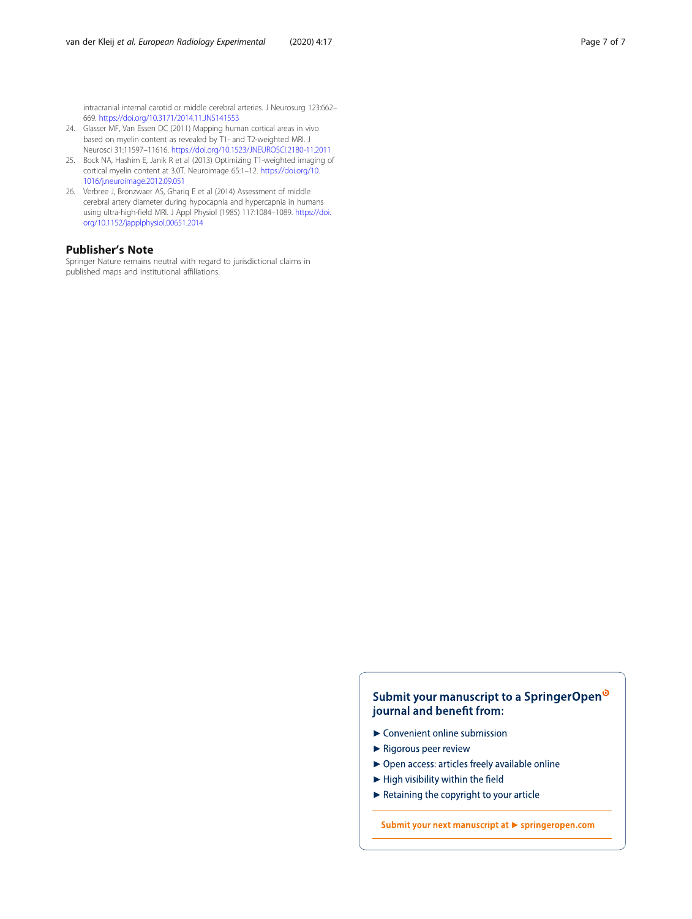intracranial internal carotid or middle cerebral arteries. J Neurosurg 123:662–669. https://doi.org/10.3171/2014.11.JNS141553

24. Glasser MF, Van Essen DC (2011) Mapping human cortical areas in vivo based on myelin content as revealed by T1- and T2-weighted MRI. J Neurosci 31:11597–11616. https://doi.org/10.1523/JNEUROSCI.2180-11.2011
25. Bock NA, Hashim E, Janik R et al (2013) Optimizing T1-weighted imaging of cortical myelin content at 3.0T. Neuroimage 65:1–12. https://doi.org/10.1016/j.neuroimage.2012.09.051
26. Verbree J, Bronzwaer AS, Ghariq E et al (2014) Assessment of middle cerebral artery diameter during hypocapnia and hypercapnia in humans using ultra-high-field MRI. J Appl Physiol (1985) 117:1084–1089. https://doi.org/10.1152/japplphysiol.00651.2014

## Publisher's Note

Springer Nature remains neutral with regard to jurisdictional claims in published maps and institutional affiliations.

**Submit your manuscript to a SpringerOpen journal and benefit from:**

- Convenient online submission
- Rigorous peer review
- Open access: articles freely available online
- High visibility within the field
- Retaining the copyright to your article

**Submit your next manuscript at ▶ springeropen.com**